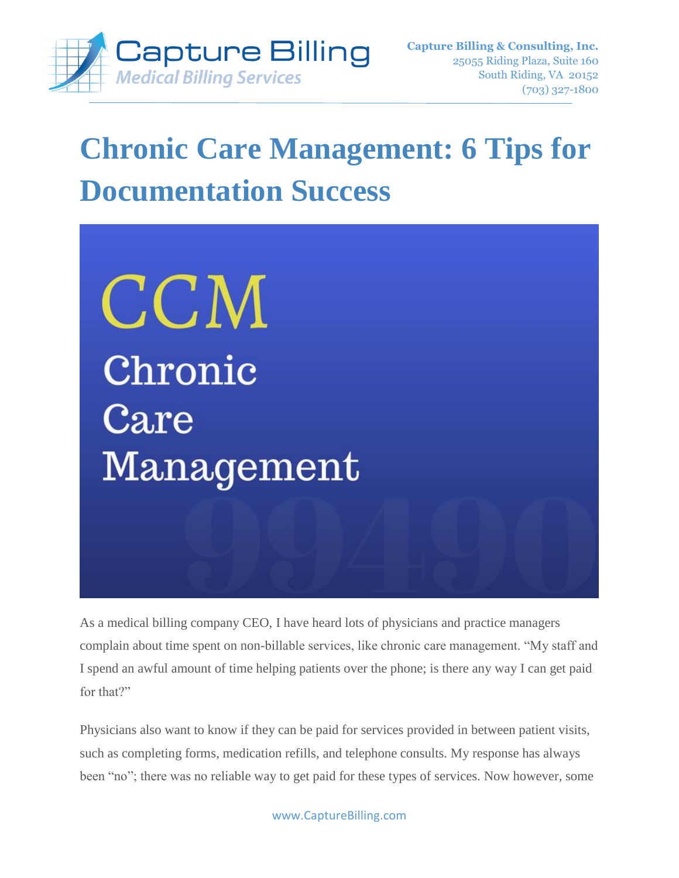# Chronic Care Management: 6 Tips for Documentation Success

As a medical billing company CEO, I have heard lots of physicians and practice managers complain about time spent on non-billable services, like chronic care management. "My staff and I spend an awful amount of time helping patients over the phone; is there any way I can get paid for that?"

Physicians also want to know if they can be paid for services provided in between patient visits, such as completing forms, medication refills, and telephone consults. My response has always been "no"; there was no reliable way to get paid for these types of services. Now however, some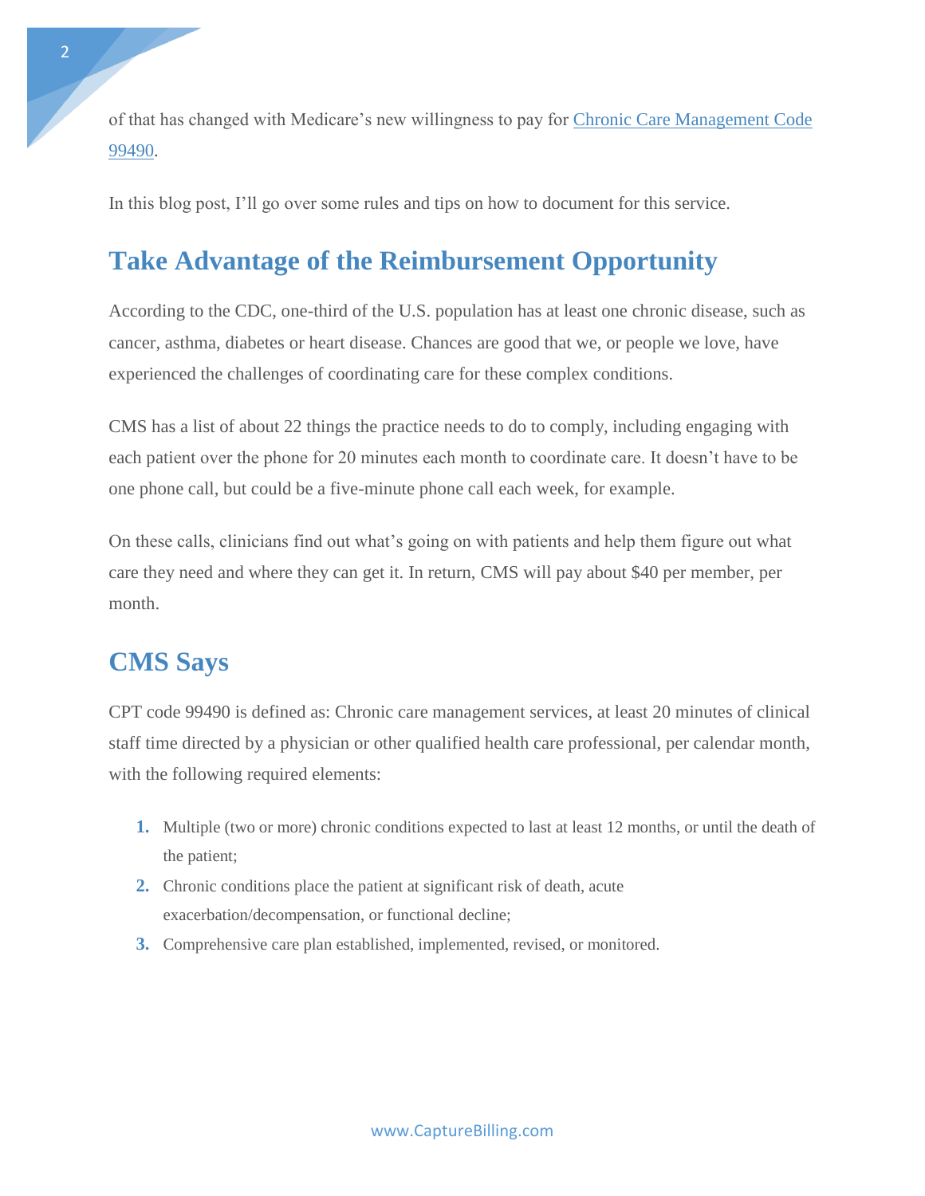of that has changed with Medicare's new willingness to pay for [Chronic Care Management Code 99490](#).

In this blog post, I'll go over some rules and tips on how to document for this service.

## Take Advantage of the Reimbursement Opportunity

According to the CDC, one-third of the U.S. population has at least one chronic disease, such as cancer, asthma, diabetes or heart disease. Chances are good that we, or people we love, have experienced the challenges of coordinating care for these complex conditions.

CMS has a list of about 22 things the practice needs to do to comply, including engaging with each patient over the phone for 20 minutes each month to coordinate care. It doesn't have to be one phone call, but could be a five-minute phone call each week, for example.

On these calls, clinicians find out what's going on with patients and help them figure out what care they need and where they can get it. In return, CMS will pay about $40 per member, per month.

## CMS Says

CPT code 99490 is defined as: Chronic care management services, at least 20 minutes of clinical staff time directed by a physician or other qualified health care professional, per calendar month, with the following required elements:

1. Multiple (two or more) chronic conditions expected to last at least 12 months, or until the death of the patient;
2. Chronic conditions place the patient at significant risk of death, acute exacerbation/decompensation, or functional decline;
3. Comprehensive care plan established, implemented, revised, or monitored.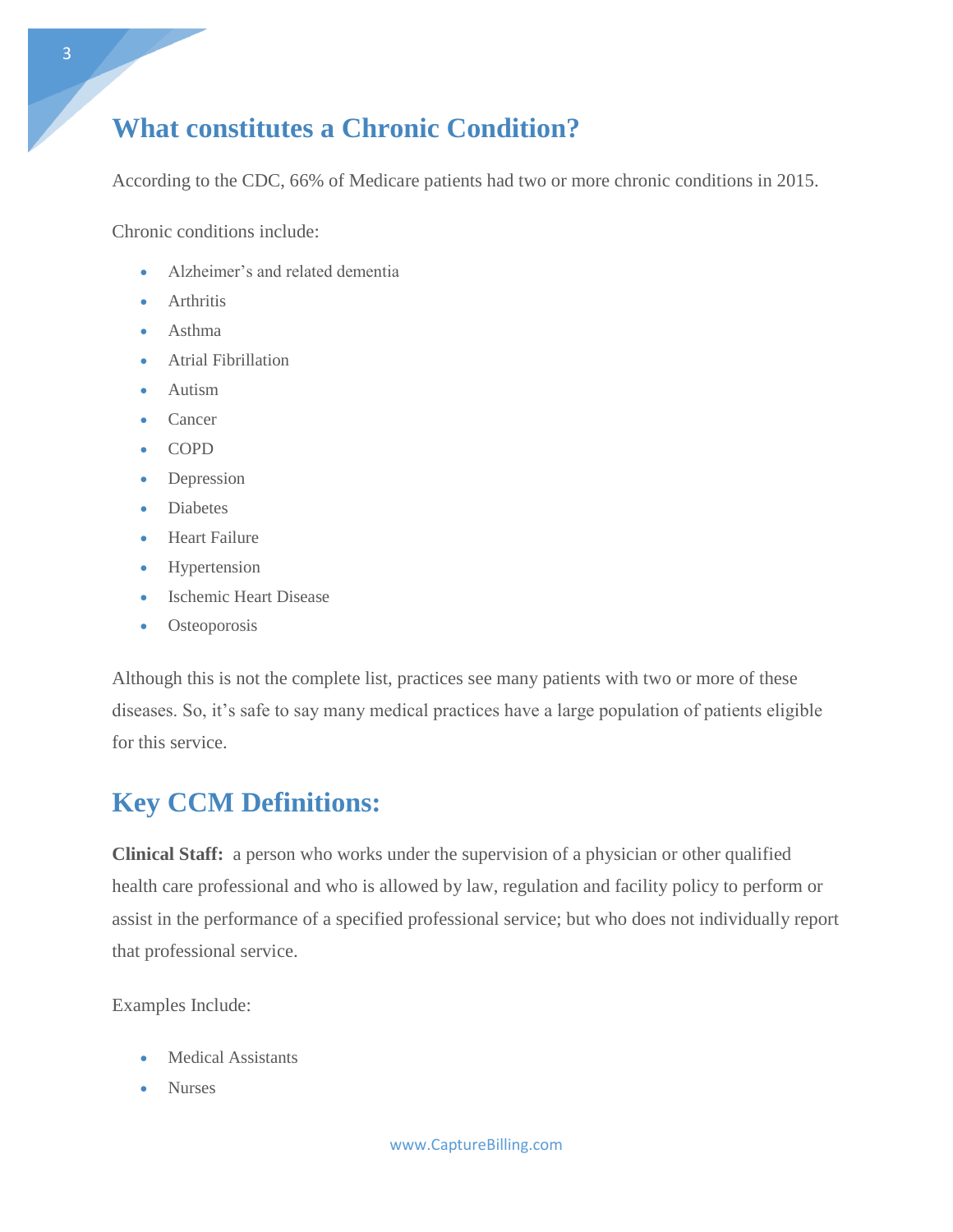## What constitutes a Chronic Condition?

According to the CDC, 66% of Medicare patients had two or more chronic conditions in 2015.

Chronic conditions include:

- Alzheimer's and related dementia
- Arthritis
- Asthma
- Atrial Fibrillation
- Autism
- Cancer
- COPD
- Depression
- Diabetes
- Heart Failure
- Hypertension
- Ischemic Heart Disease
- Osteoporosis

Although this is not the complete list, practices see many patients with two or more of these diseases. So, it's safe to say many medical practices have a large population of patients eligible for this service.

## Key CCM Definitions:

**Clinical Staff:** a person who works under the supervision of a physician or other qualified health care professional and who is allowed by law, regulation and facility policy to perform or assist in the performance of a specified professional service; but who does not individually report that professional service.

Examples Include:

- Medical Assistants
- Nurses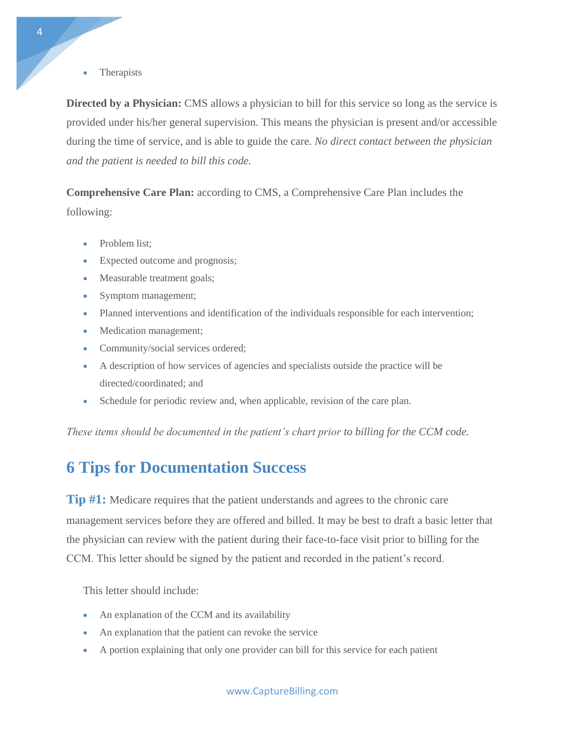- Therapists

**Directed by a Physician:** CMS allows a physician to bill for this service so long as the service is provided under his/her general supervision. This means the physician is present and/or accessible during the time of service, and is able to guide the care. *No direct contact between the physician and the patient is needed to bill this code.*

**Comprehensive Care Plan:** according to CMS, a Comprehensive Care Plan includes the following:

- Problem list;
- Expected outcome and prognosis;
- Measurable treatment goals;
- Symptom management;
- Planned interventions and identification of the individuals responsible for each intervention;
- Medication management;
- Community/social services ordered;
- A description of how services of agencies and specialists outside the practice will be directed/coordinated; and
- Schedule for periodic review and, when applicable, revision of the care plan.

*These items should be documented in the patient's chart prior to billing for the CCM code.*

## 6 Tips for Documentation Success

**Tip #1:** Medicare requires that the patient understands and agrees to the chronic care management services before they are offered and billed. It may be best to draft a basic letter that the physician can review with the patient during their face-to-face visit prior to billing for the CCM. This letter should be signed by the patient and recorded in the patient's record.

This letter should include:

- An explanation of the CCM and its availability
- An explanation that the patient can revoke the service
- A portion explaining that only one provider can bill for this service for each patient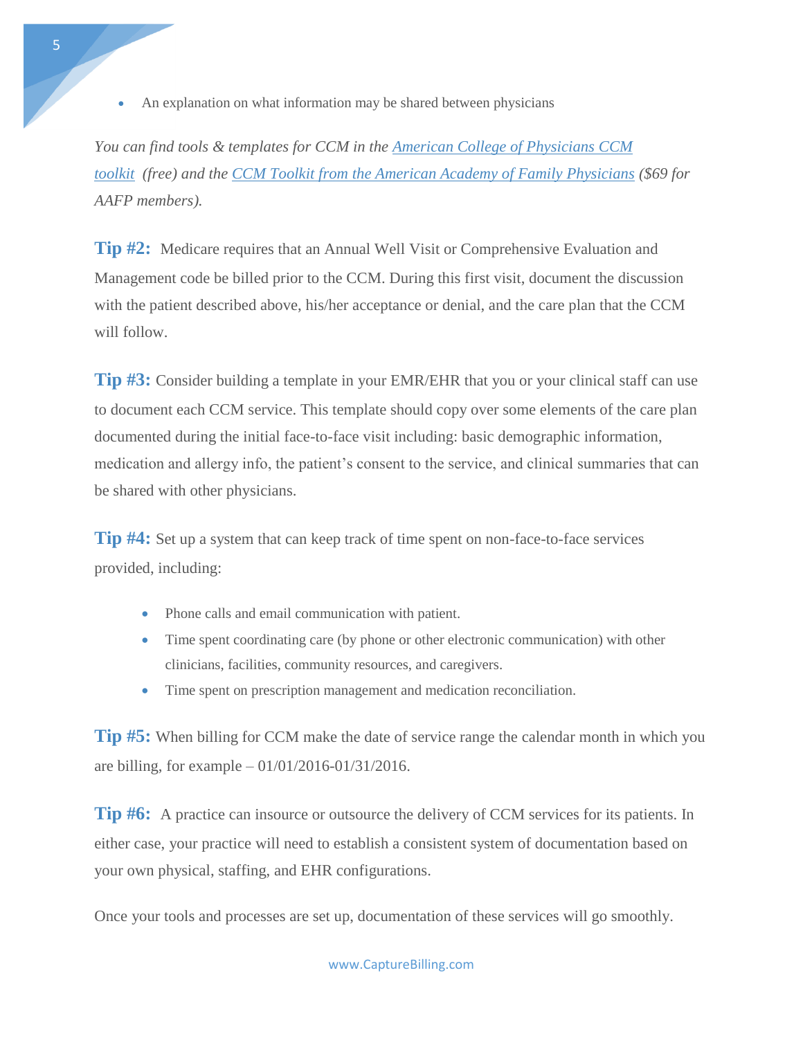- An explanation on what information may be shared between physicians

*You can find tools & templates for CCM in the [American College of Physicians CCM toolkit]() (free) and the [CCM Toolkit from the American Academy of Family Physicians]() ($69 for AAFP members).*

**Tip #2:** Medicare requires that an Annual Well Visit or Comprehensive Evaluation and Management code be billed prior to the CCM. During this first visit, document the discussion with the patient described above, his/her acceptance or denial, and the care plan that the CCM will follow.

**Tip #3:** Consider building a template in your EMR/EHR that you or your clinical staff can use to document each CCM service. This template should copy over some elements of the care plan documented during the initial face-to-face visit including: basic demographic information, medication and allergy info, the patient's consent to the service, and clinical summaries that can be shared with other physicians.

**Tip #4:** Set up a system that can keep track of time spent on non-face-to-face services provided, including:

- Phone calls and email communication with patient.
- Time spent coordinating care (by phone or other electronic communication) with other clinicians, facilities, community resources, and caregivers.
- Time spent on prescription management and medication reconciliation.

**Tip #5:** When billing for CCM make the date of service range the calendar month in which you are billing, for example – 01/01/2016-01/31/2016.

**Tip #6:** A practice can insource or outsource the delivery of CCM services for its patients. In either case, your practice will need to establish a consistent system of documentation based on your own physical, staffing, and EHR configurations.

Once your tools and processes are set up, documentation of these services will go smoothly.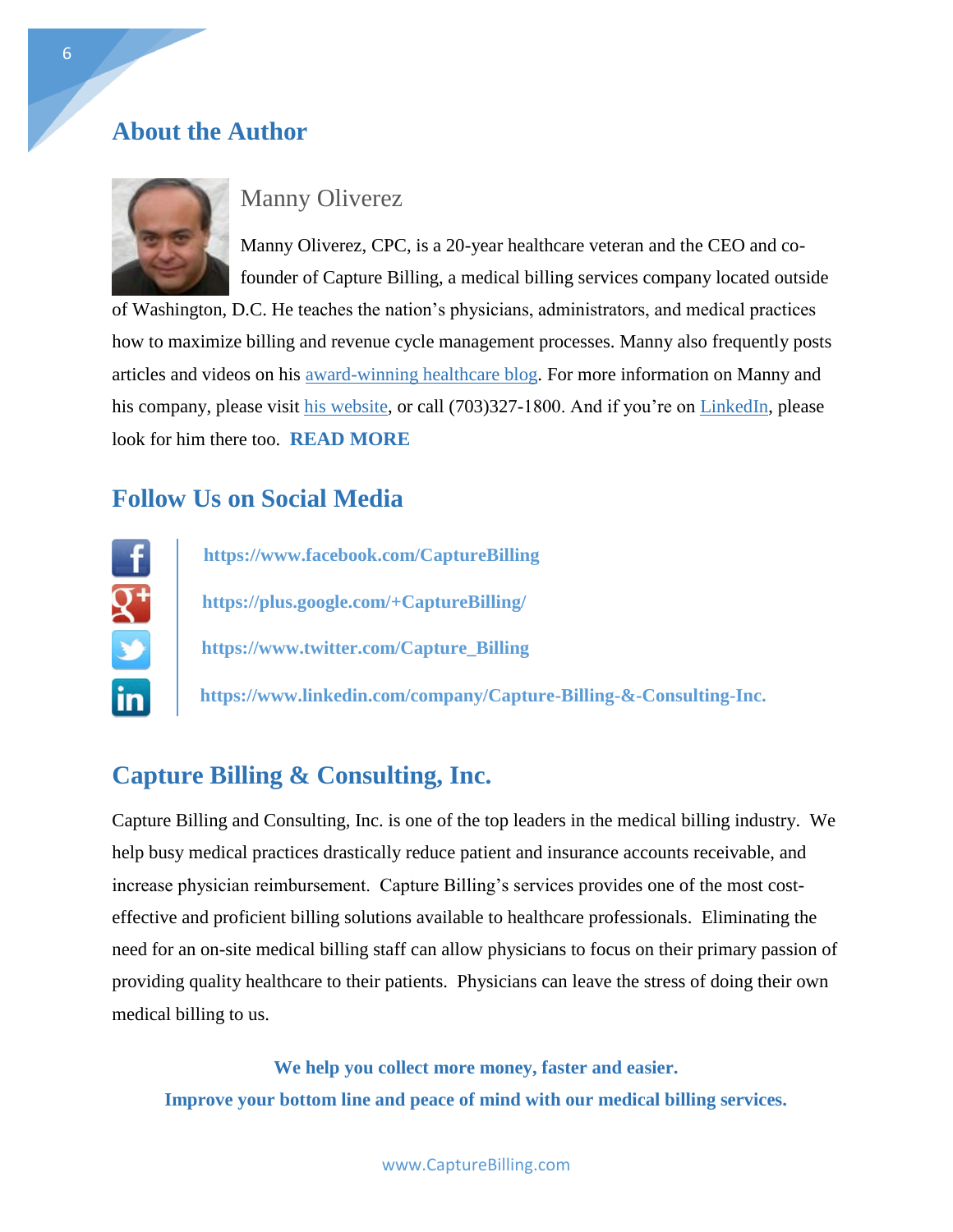## About the Author

### Manny Oliverez

Manny Oliverez, CPC, is a 20-year healthcare veteran and the CEO and co-founder of Capture Billing, a medical billing services company located outside of Washington, D.C. He teaches the nation's physicians, administrators, and medical practices how to maximize billing and revenue cycle management processes. Manny also frequently posts articles and videos on his award-winning healthcare blog. For more information on Manny and his company, please visit his website, or call (703)327-1800. And if you're on LinkedIn, please look for him there too. **READ MORE**

## Follow Us on Social Media

**https://www.facebook.com/CaptureBilling**

**https://plus.google.com/+CaptureBilling/**

**https://www.twitter.com/Capture_Billing**

**https://www.linkedin.com/company/Capture-Billing-&-Consulting-Inc.**

## Capture Billing & Consulting, Inc.

Capture Billing and Consulting, Inc. is one of the top leaders in the medical billing industry. We help busy medical practices drastically reduce patient and insurance accounts receivable, and increase physician reimbursement. Capture Billing's services provides one of the most cost-effective and proficient billing solutions available to healthcare professionals. Eliminating the need for an on-site medical billing staff can allow physicians to focus on their primary passion of providing quality healthcare to their patients. Physicians can leave the stress of doing their own medical billing to us.

**We help you collect more money, faster and easier.**
**Improve your bottom line and peace of mind with our medical billing services.**

www.CaptureBilling.com